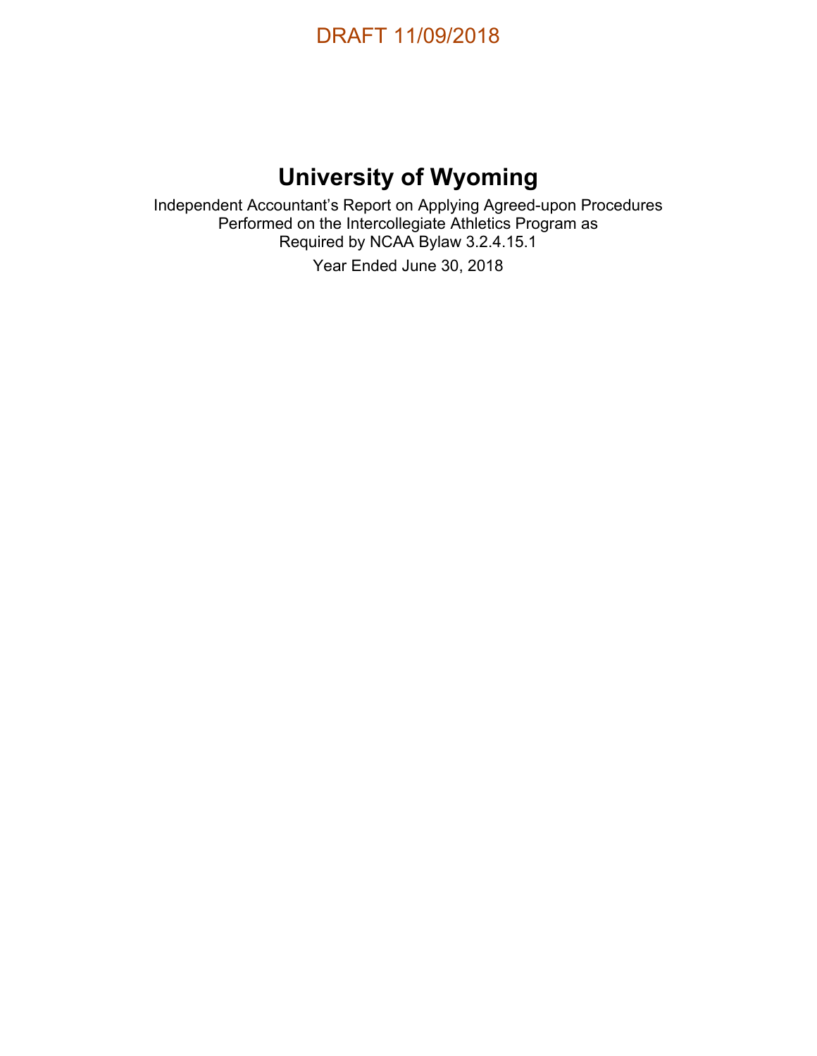DRAFT 11/09/2018

# University of Wyoming

Independent Accountant's Report on Applying Agreed-upon Procedures
Performed on the Intercollegiate Athletics Program as
Required by NCAA Bylaw 3.2.4.15.1

Year Ended June 30, 2018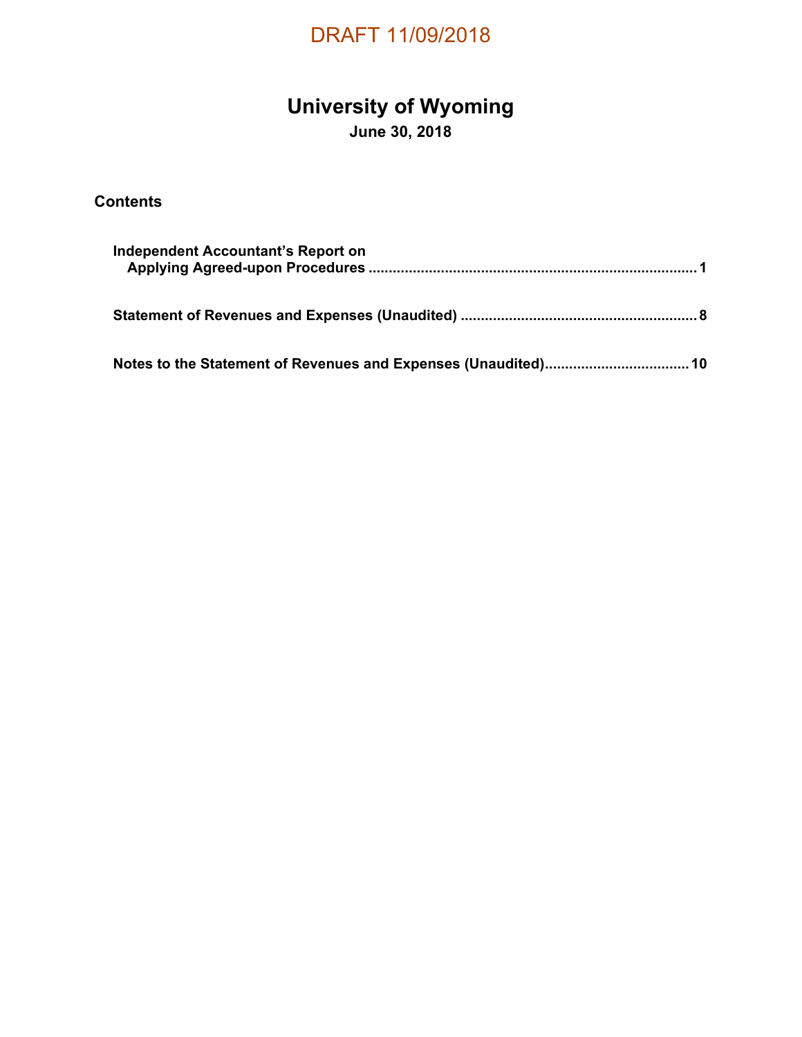DRAFT 11/09/2018

# University of Wyoming

**June 30, 2018**

## Contents

| | |
|---|---|
| **Independent Accountant's Report on Applying Agreed-upon Procedures** | **1** |
| **Statement of Revenues and Expenses (Unaudited)** | **8** |
| **Notes to the Statement of Revenues and Expenses (Unaudited)** | **10** |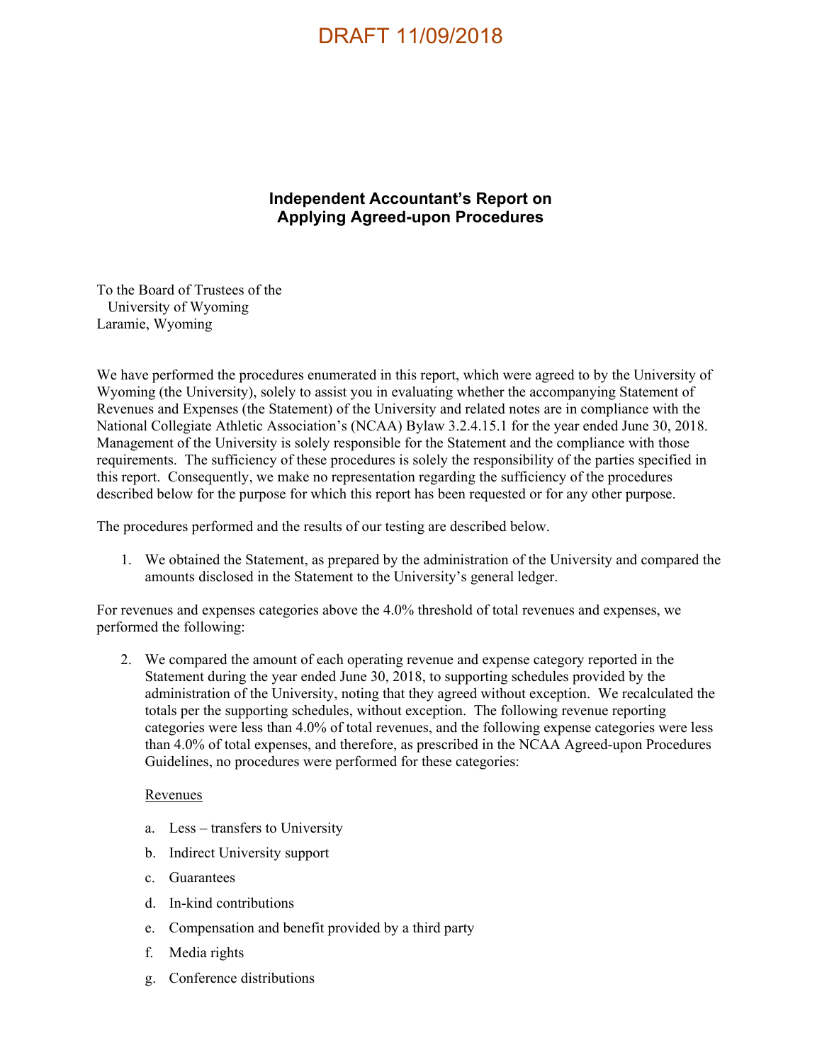DRAFT 11/09/2018

## Independent Accountant's Report on Applying Agreed-upon Procedures

To the Board of Trustees of the
University of Wyoming
Laramie, Wyoming

We have performed the procedures enumerated in this report, which were agreed to by the University of Wyoming (the University), solely to assist you in evaluating whether the accompanying Statement of Revenues and Expenses (the Statement) of the University and related notes are in compliance with the National Collegiate Athletic Association's (NCAA) Bylaw 3.2.4.15.1 for the year ended June 30, 2018. Management of the University is solely responsible for the Statement and the compliance with those requirements. The sufficiency of these procedures is solely the responsibility of the parties specified in this report. Consequently, we make no representation regarding the sufficiency of the procedures described below for the purpose for which this report has been requested or for any other purpose.

The procedures performed and the results of our testing are described below.

1. We obtained the Statement, as prepared by the administration of the University and compared the amounts disclosed in the Statement to the University's general ledger.

For revenues and expenses categories above the 4.0% threshold of total revenues and expenses, we performed the following:

2. We compared the amount of each operating revenue and expense category reported in the Statement during the year ended June 30, 2018, to supporting schedules provided by the administration of the University, noting that they agreed without exception. We recalculated the totals per the supporting schedules, without exception. The following revenue reporting categories were less than 4.0% of total revenues, and the following expense categories were less than 4.0% of total expenses, and therefore, as prescribed in the NCAA Agreed-upon Procedures Guidelines, no procedures were performed for these categories:

   Revenues

   a. Less – transfers to University
   b. Indirect University support
   c. Guarantees
   d. In-kind contributions
   e. Compensation and benefit provided by a third party
   f. Media rights
   g. Conference distributions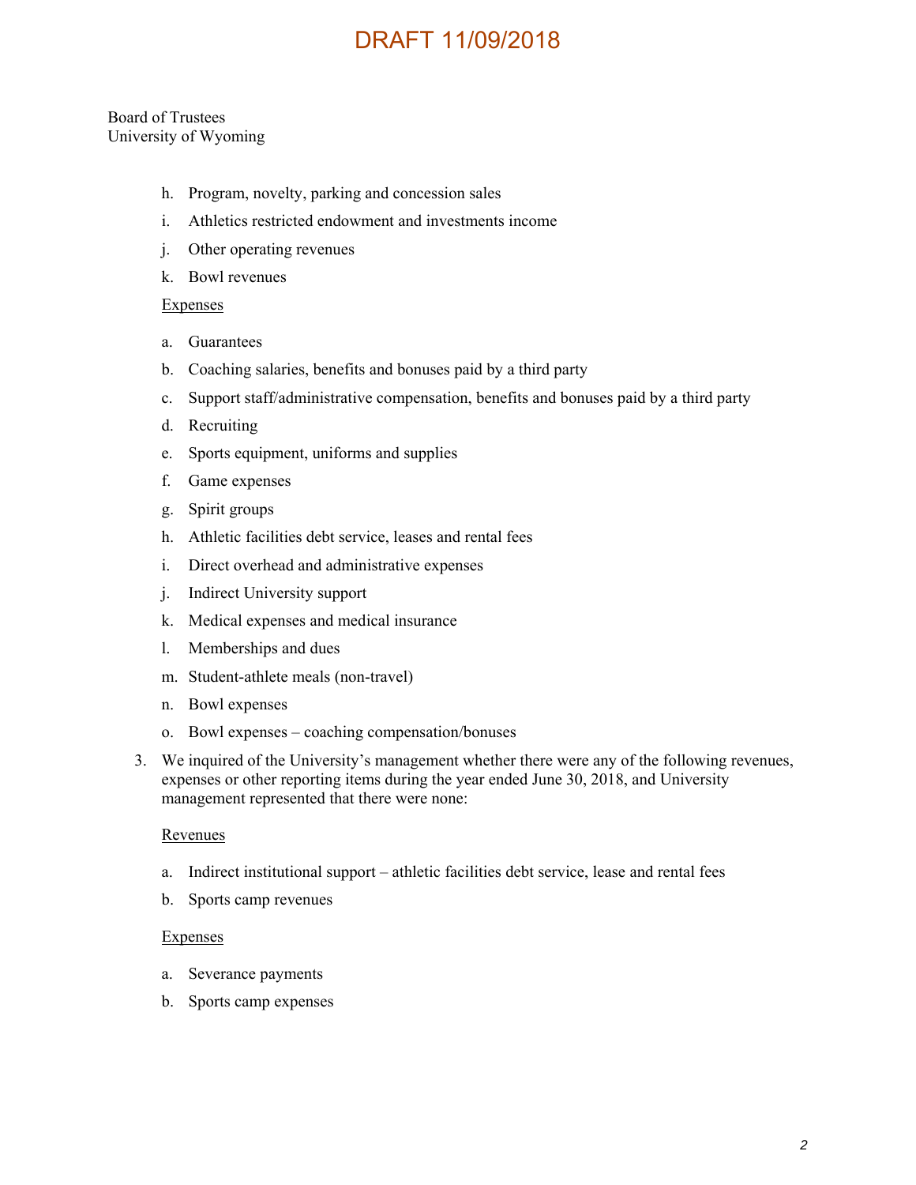DRAFT 11/09/2018

Board of Trustees
University of Wyoming

h. Program, novelty, parking and concession sales

i. Athletics restricted endowment and investments income

j. Other operating revenues

k. Bowl revenues

<u>Expenses</u>

a. Guarantees

b. Coaching salaries, benefits and bonuses paid by a third party

c. Support staff/administrative compensation, benefits and bonuses paid by a third party

d. Recruiting

e. Sports equipment, uniforms and supplies

f. Game expenses

g. Spirit groups

h. Athletic facilities debt service, leases and rental fees

i. Direct overhead and administrative expenses

j. Indirect University support

k. Medical expenses and medical insurance

l. Memberships and dues

m. Student-athlete meals (non-travel)

n. Bowl expenses

o. Bowl expenses – coaching compensation/bonuses

3. We inquired of the University's management whether there were any of the following revenues, expenses or other reporting items during the year ended June 30, 2018, and University management represented that there were none:

<u>Revenues</u>

a. Indirect institutional support – athletic facilities debt service, lease and rental fees

b. Sports camp revenues

<u>Expenses</u>

a. Severance payments

b. Sports camp expenses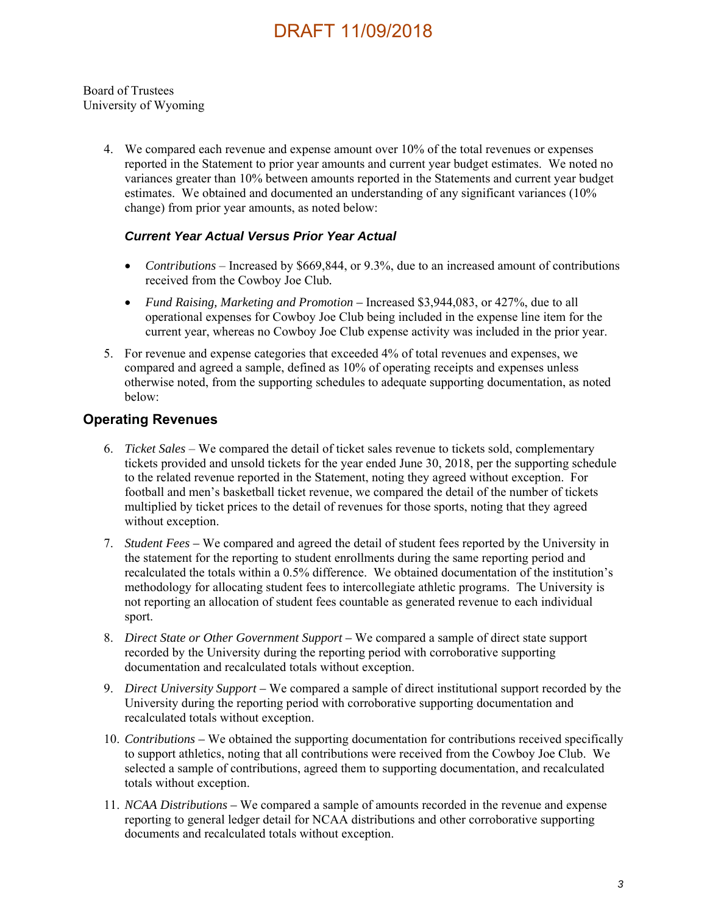DRAFT 11/09/2018

Board of Trustees
University of Wyoming

4. We compared each revenue and expense amount over 10% of the total revenues or expenses reported in the Statement to prior year amounts and current year budget estimates. We noted no variances greater than 10% between amounts reported in the Statements and current year budget estimates. We obtained and documented an understanding of any significant variances (10% change) from prior year amounts, as noted below:

   ***Current Year Actual Versus Prior Year Actual***

   - *Contributions* – Increased by $669,844, or 9.3%, due to an increased amount of contributions received from the Cowboy Joe Club.
   - *Fund Raising, Marketing and Promotion* – Increased $3,944,083, or 427%, due to all operational expenses for Cowboy Joe Club being included in the expense line item for the current year, whereas no Cowboy Joe Club expense activity was included in the prior year.

5. For revenue and expense categories that exceeded 4% of total revenues and expenses, we compared and agreed a sample, defined as 10% of operating receipts and expenses unless otherwise noted, from the supporting schedules to adequate supporting documentation, as noted below:

## Operating Revenues

6. *Ticket Sales* – We compared the detail of ticket sales revenue to tickets sold, complementary tickets provided and unsold tickets for the year ended June 30, 2018, per the supporting schedule to the related revenue reported in the Statement, noting they agreed without exception. For football and men's basketball ticket revenue, we compared the detail of the number of tickets multiplied by ticket prices to the detail of revenues for those sports, noting that they agreed without exception.

7. *Student Fees* – We compared and agreed the detail of student fees reported by the University in the statement for the reporting to student enrollments during the same reporting period and recalculated the totals within a 0.5% difference. We obtained documentation of the institution's methodology for allocating student fees to intercollegiate athletic programs. The University is not reporting an allocation of student fees countable as generated revenue to each individual sport.

8. *Direct State or Other Government Support* – We compared a sample of direct state support recorded by the University during the reporting period with corroborative supporting documentation and recalculated totals without exception.

9. *Direct University Support* – We compared a sample of direct institutional support recorded by the University during the reporting period with corroborative supporting documentation and recalculated totals without exception.

10. *Contributions* – We obtained the supporting documentation for contributions received specifically to support athletics, noting that all contributions were received from the Cowboy Joe Club. We selected a sample of contributions, agreed them to supporting documentation, and recalculated totals without exception.

11. *NCAA Distributions* – We compared a sample of amounts recorded in the revenue and expense reporting to general ledger detail for NCAA distributions and other corroborative supporting documents and recalculated totals without exception.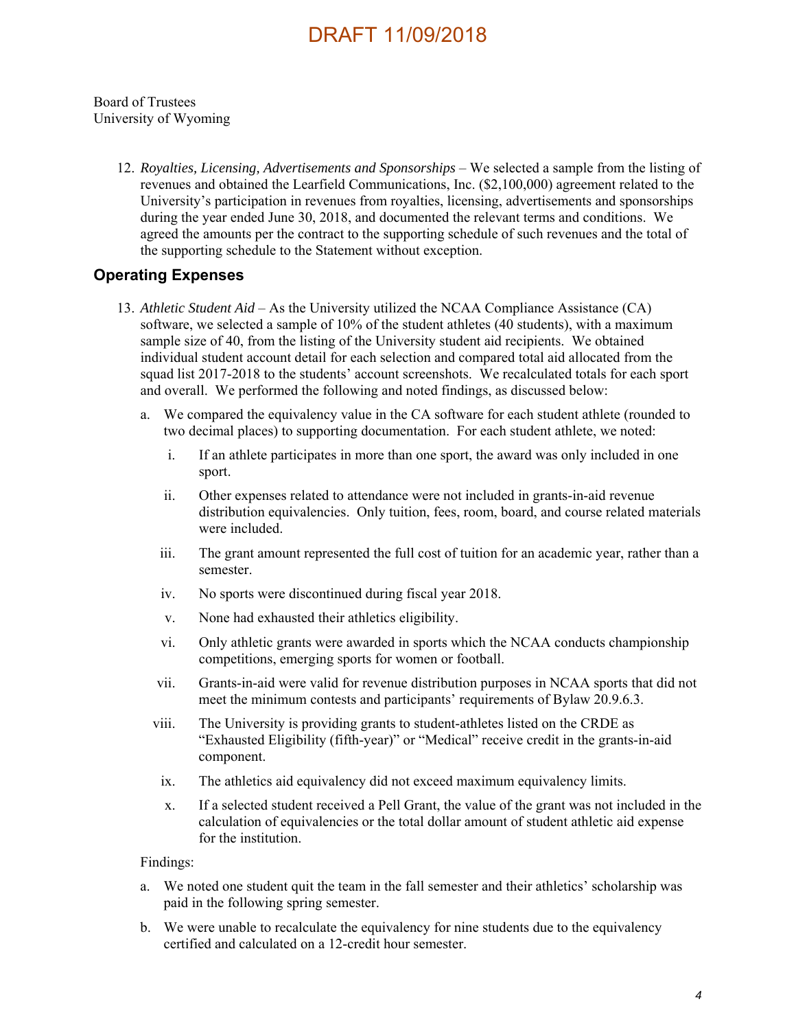DRAFT 11/09/2018

Board of Trustees
University of Wyoming

12. *Royalties, Licensing, Advertisements and Sponsorships* – We selected a sample from the listing of revenues and obtained the Learfield Communications, Inc. ($2,100,000) agreement related to the University's participation in revenues from royalties, licensing, advertisements and sponsorships during the year ended June 30, 2018, and documented the relevant terms and conditions. We agreed the amounts per the contract to the supporting schedule of such revenues and the total of the supporting schedule to the Statement without exception.

## Operating Expenses

13. *Athletic Student Aid* – As the University utilized the NCAA Compliance Assistance (CA) software, we selected a sample of 10% of the student athletes (40 students), with a maximum sample size of 40, from the listing of the University student aid recipients. We obtained individual student account detail for each selection and compared total aid allocated from the squad list 2017-2018 to the students' account screenshots. We recalculated totals for each sport and overall. We performed the following and noted findings, as discussed below:

    a. We compared the equivalency value in the CA software for each student athlete (rounded to two decimal places) to supporting documentation. For each student athlete, we noted:

        i. If an athlete participates in more than one sport, the award was only included in one sport.

        ii. Other expenses related to attendance were not included in grants-in-aid revenue distribution equivalencies. Only tuition, fees, room, board, and course related materials were included.

        iii. The grant amount represented the full cost of tuition for an academic year, rather than a semester.

        iv. No sports were discontinued during fiscal year 2018.

        v. None had exhausted their athletics eligibility.

        vi. Only athletic grants were awarded in sports which the NCAA conducts championship competitions, emerging sports for women or football.

        vii. Grants-in-aid were valid for revenue distribution purposes in NCAA sports that did not meet the minimum contests and participants' requirements of Bylaw 20.9.6.3.

        viii. The University is providing grants to student-athletes listed on the CRDE as "Exhausted Eligibility (fifth-year)" or "Medical" receive credit in the grants-in-aid component.

        ix. The athletics aid equivalency did not exceed maximum equivalency limits.

        x. If a selected student received a Pell Grant, the value of the grant was not included in the calculation of equivalencies or the total dollar amount of student athletic aid expense for the institution.

    Findings:

    a. We noted one student quit the team in the fall semester and their athletics' scholarship was paid in the following spring semester.

    b. We were unable to recalculate the equivalency for nine students due to the equivalency certified and calculated on a 12-credit hour semester.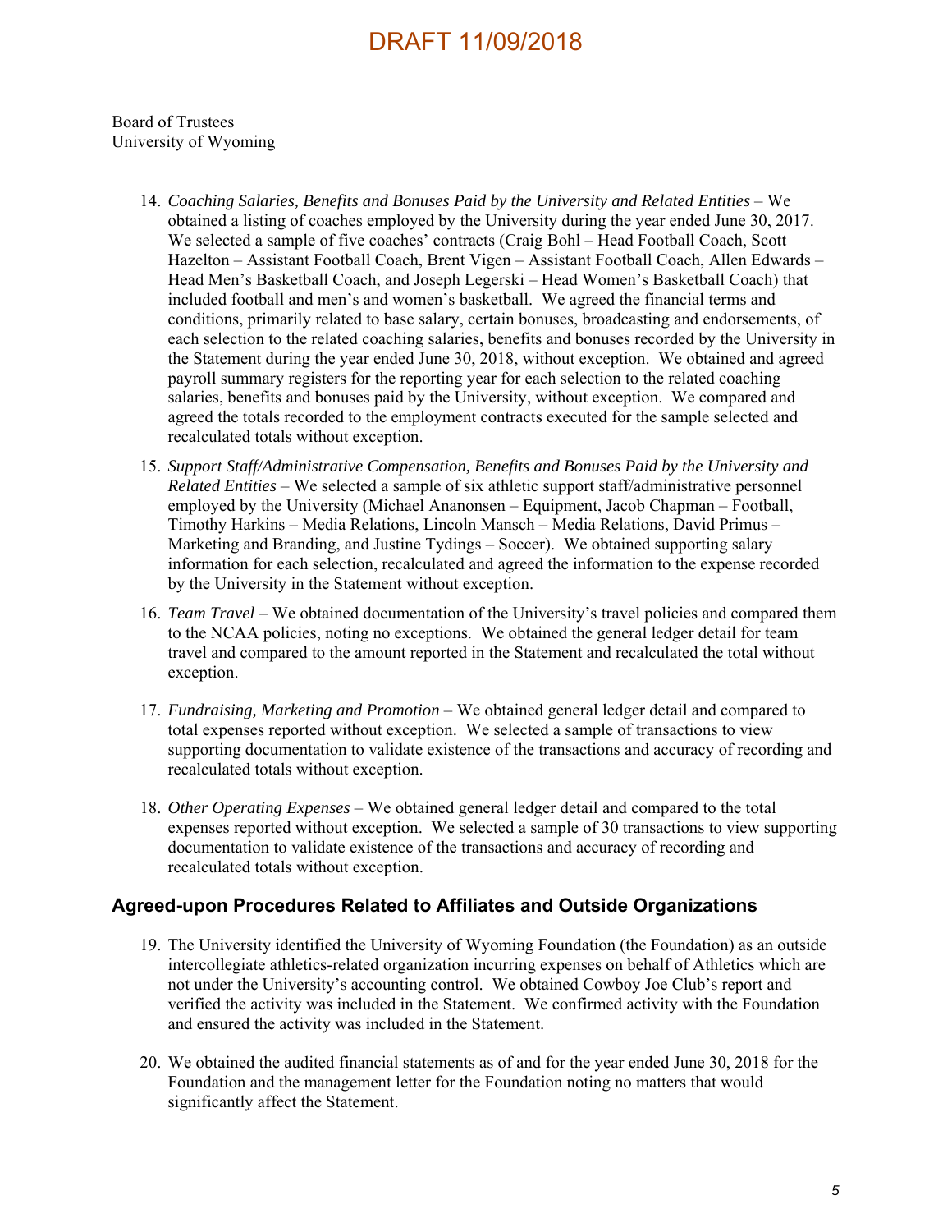DRAFT 11/09/2018

Board of Trustees
University of Wyoming

14. *Coaching Salaries, Benefits and Bonuses Paid by the University and Related Entities* – We obtained a listing of coaches employed by the University during the year ended June 30, 2017. We selected a sample of five coaches' contracts (Craig Bohl – Head Football Coach, Scott Hazelton – Assistant Football Coach, Brent Vigen – Assistant Football Coach, Allen Edwards – Head Men's Basketball Coach, and Joseph Legerski – Head Women's Basketball Coach) that included football and men's and women's basketball. We agreed the financial terms and conditions, primarily related to base salary, certain bonuses, broadcasting and endorsements, of each selection to the related coaching salaries, benefits and bonuses recorded by the University in the Statement during the year ended June 30, 2018, without exception. We obtained and agreed payroll summary registers for the reporting year for each selection to the related coaching salaries, benefits and bonuses paid by the University, without exception. We compared and agreed the totals recorded to the employment contracts executed for the sample selected and recalculated totals without exception.

15. *Support Staff/Administrative Compensation, Benefits and Bonuses Paid by the University and Related Entities* – We selected a sample of six athletic support staff/administrative personnel employed by the University (Michael Ananonsen – Equipment, Jacob Chapman – Football, Timothy Harkins – Media Relations, Lincoln Mansch – Media Relations, David Primus – Marketing and Branding, and Justine Tydings – Soccer). We obtained supporting salary information for each selection, recalculated and agreed the information to the expense recorded by the University in the Statement without exception.

16. *Team Travel* – We obtained documentation of the University's travel policies and compared them to the NCAA policies, noting no exceptions. We obtained the general ledger detail for team travel and compared to the amount reported in the Statement and recalculated the total without exception.

17. *Fundraising, Marketing and Promotion* – We obtained general ledger detail and compared to total expenses reported without exception. We selected a sample of transactions to view supporting documentation to validate existence of the transactions and accuracy of recording and recalculated totals without exception.

18. *Other Operating Expenses* – We obtained general ledger detail and compared to the total expenses reported without exception. We selected a sample of 30 transactions to view supporting documentation to validate existence of the transactions and accuracy of recording and recalculated totals without exception.

## Agreed-upon Procedures Related to Affiliates and Outside Organizations

19. The University identified the University of Wyoming Foundation (the Foundation) as an outside intercollegiate athletics-related organization incurring expenses on behalf of Athletics which are not under the University's accounting control. We obtained Cowboy Joe Club's report and verified the activity was included in the Statement. We confirmed activity with the Foundation and ensured the activity was included in the Statement.

20. We obtained the audited financial statements as of and for the year ended June 30, 2018 for the Foundation and the management letter for the Foundation noting no matters that would significantly affect the Statement.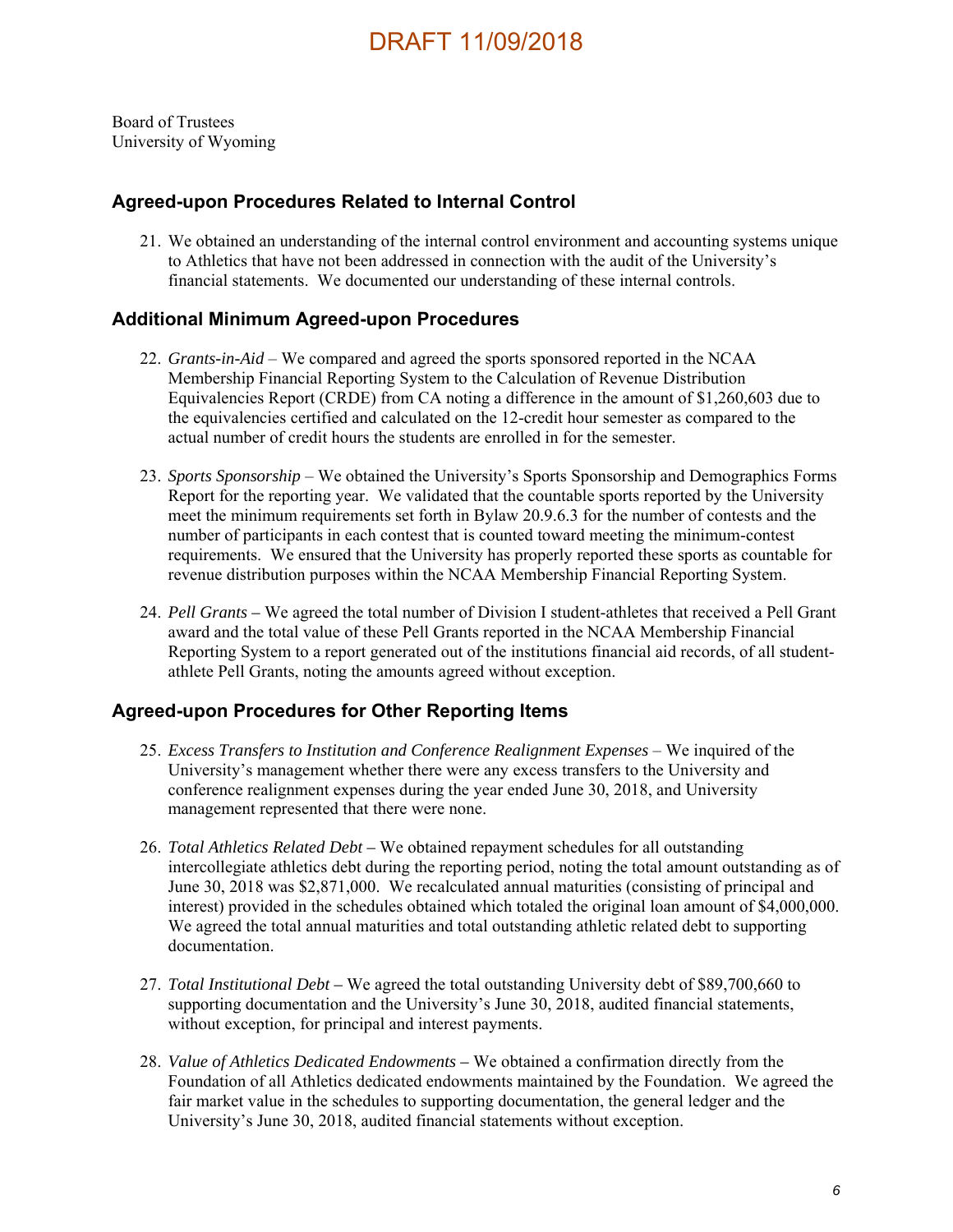DRAFT 11/09/2018

Board of Trustees
University of Wyoming

## Agreed-upon Procedures Related to Internal Control

21. We obtained an understanding of the internal control environment and accounting systems unique to Athletics that have not been addressed in connection with the audit of the University's financial statements. We documented our understanding of these internal controls.

## Additional Minimum Agreed-upon Procedures

22. *Grants-in-Aid* – We compared and agreed the sports sponsored reported in the NCAA Membership Financial Reporting System to the Calculation of Revenue Distribution Equivalencies Report (CRDE) from CA noting a difference in the amount of $1,260,603 due to the equivalencies certified and calculated on the 12-credit hour semester as compared to the actual number of credit hours the students are enrolled in for the semester.

23. *Sports Sponsorship* – We obtained the University's Sports Sponsorship and Demographics Forms Report for the reporting year. We validated that the countable sports reported by the University meet the minimum requirements set forth in Bylaw 20.9.6.3 for the number of contests and the number of participants in each contest that is counted toward meeting the minimum-contest requirements. We ensured that the University has properly reported these sports as countable for revenue distribution purposes within the NCAA Membership Financial Reporting System.

24. *Pell Grants* – We agreed the total number of Division I student-athletes that received a Pell Grant award and the total value of these Pell Grants reported in the NCAA Membership Financial Reporting System to a report generated out of the institutions financial aid records, of all student-athlete Pell Grants, noting the amounts agreed without exception.

## Agreed-upon Procedures for Other Reporting Items

25. *Excess Transfers to Institution and Conference Realignment Expenses* – We inquired of the University's management whether there were any excess transfers to the University and conference realignment expenses during the year ended June 30, 2018, and University management represented that there were none.

26. *Total Athletics Related Debt* – We obtained repayment schedules for all outstanding intercollegiate athletics debt during the reporting period, noting the total amount outstanding as of June 30, 2018 was $2,871,000. We recalculated annual maturities (consisting of principal and interest) provided in the schedules obtained which totaled the original loan amount of $4,000,000. We agreed the total annual maturities and total outstanding athletic related debt to supporting documentation.

27. *Total Institutional Debt* – We agreed the total outstanding University debt of $89,700,660 to supporting documentation and the University's June 30, 2018, audited financial statements, without exception, for principal and interest payments.

28. *Value of Athletics Dedicated Endowments* – We obtained a confirmation directly from the Foundation of all Athletics dedicated endowments maintained by the Foundation. We agreed the fair market value in the schedules to supporting documentation, the general ledger and the University's June 30, 2018, audited financial statements without exception.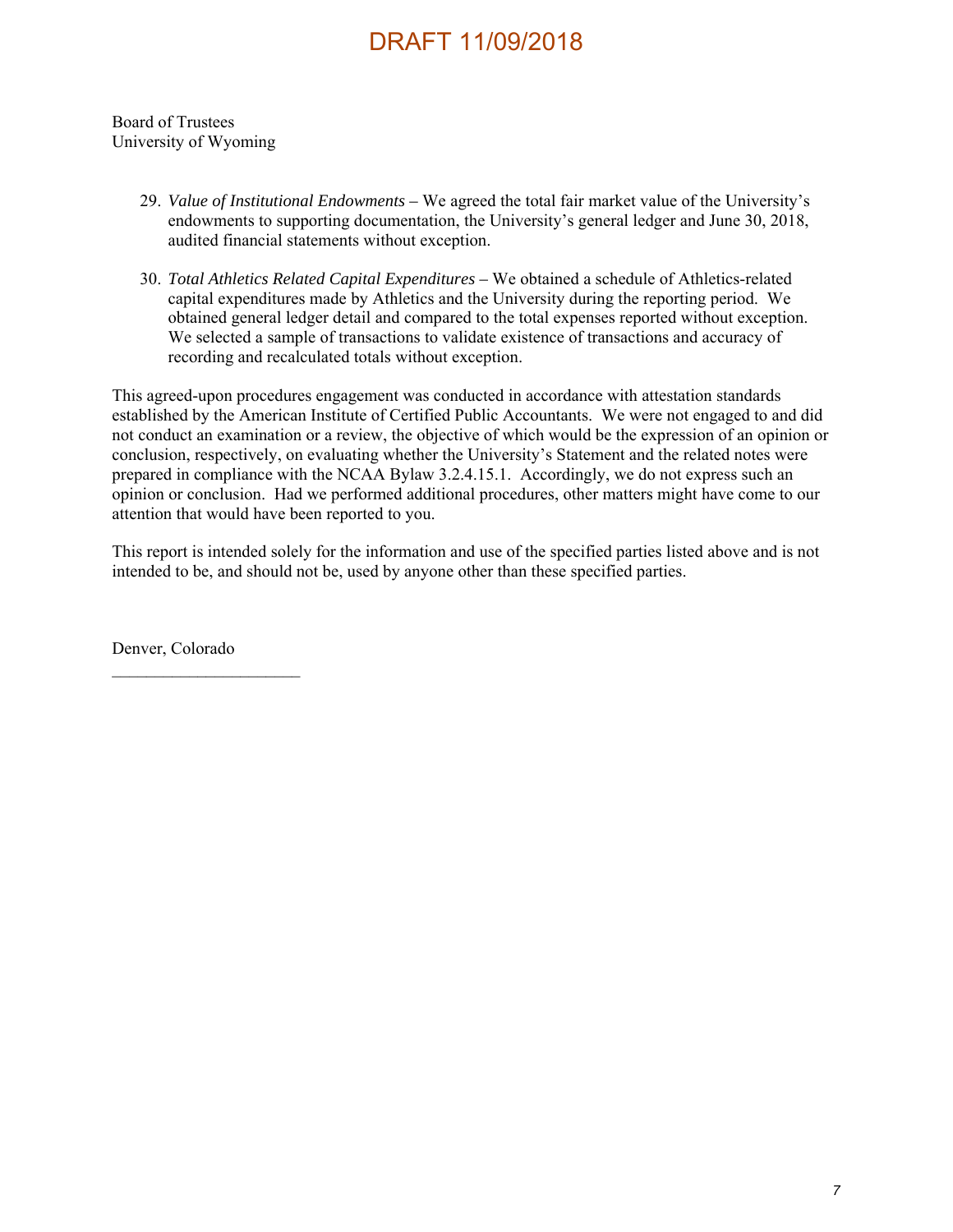DRAFT 11/09/2018

Board of Trustees
University of Wyoming

29. *Value of Institutional Endowments* – We agreed the total fair market value of the University's endowments to supporting documentation, the University's general ledger and June 30, 2018, audited financial statements without exception.

30. *Total Athletics Related Capital Expenditures* – We obtained a schedule of Athletics-related capital expenditures made by Athletics and the University during the reporting period. We obtained general ledger detail and compared to the total expenses reported without exception. We selected a sample of transactions to validate existence of transactions and accuracy of recording and recalculated totals without exception.

This agreed-upon procedures engagement was conducted in accordance with attestation standards established by the American Institute of Certified Public Accountants. We were not engaged to and did not conduct an examination or a review, the objective of which would be the expression of an opinion or conclusion, respectively, on evaluating whether the University's Statement and the related notes were prepared in compliance with the NCAA Bylaw 3.2.4.15.1. Accordingly, we do not express such an opinion or conclusion. Had we performed additional procedures, other matters might have come to our attention that would have been reported to you.

This report is intended solely for the information and use of the specified parties listed above and is not intended to be, and should not be, used by anyone other than these specified parties.

Denver, Colorado
\_\_\_\_\_\_\_\_\_\_\_\_\_\_\_\_\_\_\_\_\_\_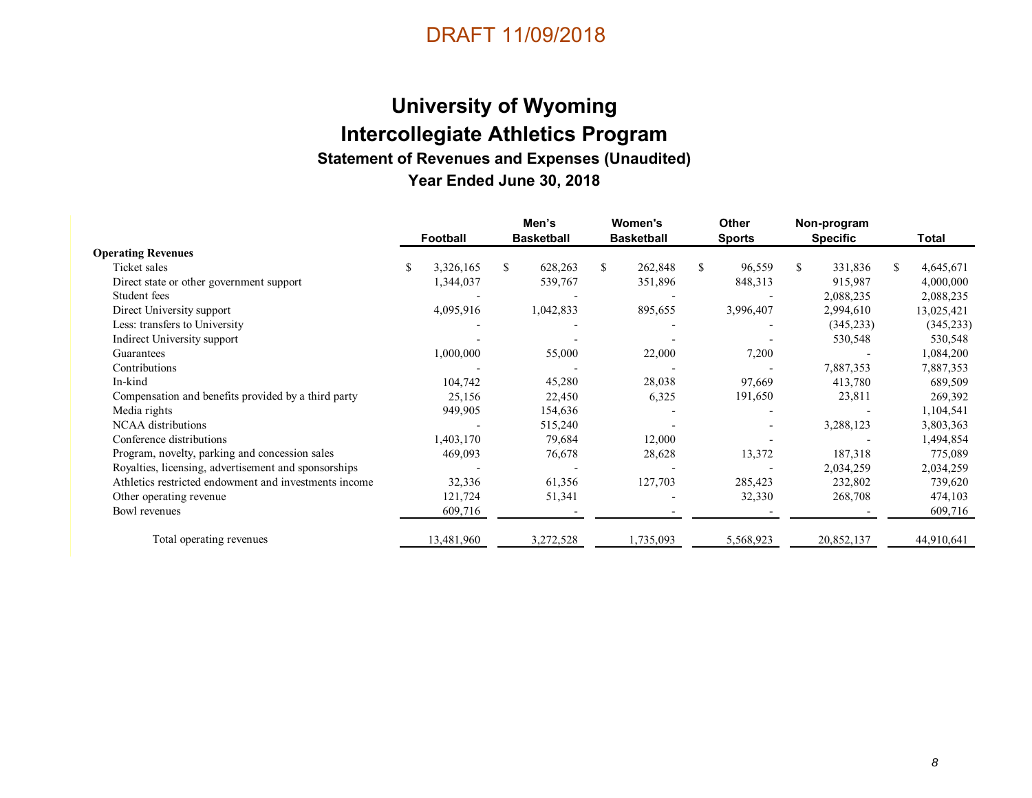DRAFT 11/09/2018

# University of Wyoming

# Intercollegiate Athletics Program

### Statement of Revenues and Expenses (Unaudited)

### Year Ended June 30, 2018

| | Football | Men's Basketball | Women's Basketball | Other Sports | Non-program Specific | Total |
|---|---|---|---|---|---|---|
| **Operating Revenues** | | | | | | |
| Ticket sales | $ 3,326,165 | $ 628,263 | $ 262,848 | $ 96,559 | $ 331,836 | $ 4,645,671 |
| Direct state or other government support | 1,344,037 | 539,767 | 351,896 | 848,313 | 915,987 | 4,000,000 |
| Student fees | - | - | - | - | 2,088,235 | 2,088,235 |
| Direct University support | 4,095,916 | 1,042,833 | 895,655 | 3,996,407 | 2,994,610 | 13,025,421 |
| Less: transfers to University | - | - | - | - | (345,233) | (345,233) |
| Indirect University support | - | - | - | - | 530,548 | 530,548 |
| Guarantees | 1,000,000 | 55,000 | 22,000 | 7,200 | - | 1,084,200 |
| Contributions | - | - | - | - | 7,887,353 | 7,887,353 |
| In-kind | 104,742 | 45,280 | 28,038 | 97,669 | 413,780 | 689,509 |
| Compensation and benefits provided by a third party | 25,156 | 22,450 | 6,325 | 191,650 | 23,811 | 269,392 |
| Media rights | 949,905 | 154,636 | - | - | - | 1,104,541 |
| NCAA distributions | - | 515,240 | - | - | 3,288,123 | 3,803,363 |
| Conference distributions | 1,403,170 | 79,684 | 12,000 | - | - | 1,494,854 |
| Program, novelty, parking and concession sales | 469,093 | 76,678 | 28,628 | 13,372 | 187,318 | 775,089 |
| Royalties, licensing, advertisement and sponsorships | - | - | - | - | 2,034,259 | 2,034,259 |
| Athletics restricted endowment and investments income | 32,336 | 61,356 | 127,703 | 285,423 | 232,802 | 739,620 |
| Other operating revenue | 121,724 | 51,341 | - | 32,330 | 268,708 | 474,103 |
| Bowl revenues | 609,716 | - | - | - | - | 609,716 |
| Total operating revenues | 13,481,960 | 3,272,528 | 1,735,093 | 5,568,923 | 20,852,137 | 44,910,641 |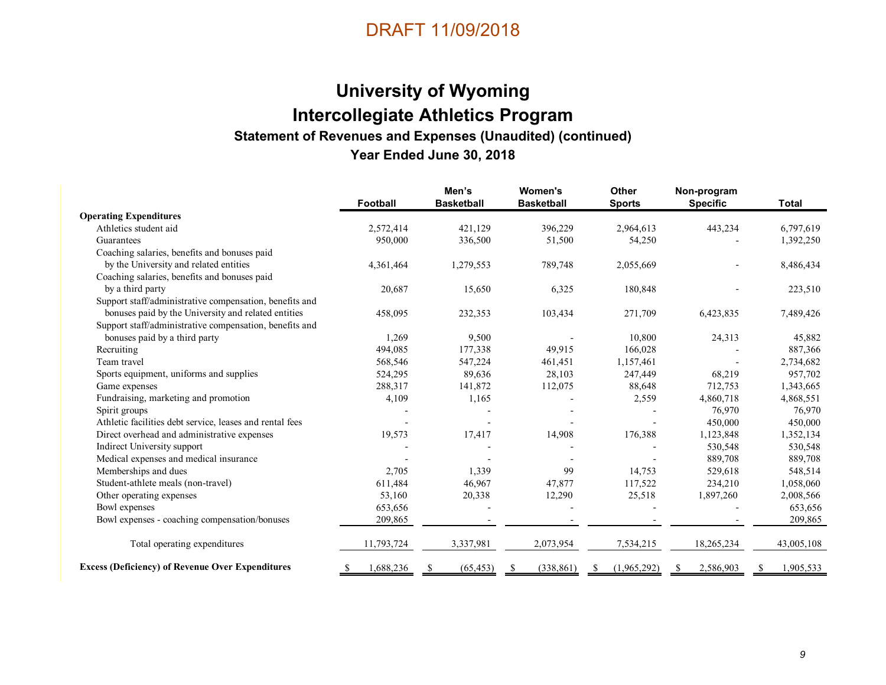DRAFT 11/09/2018

# University of Wyoming
# Intercollegiate Athletics Program
### Statement of Revenues and Expenses (Unaudited) (continued)
### Year Ended June 30, 2018

| | Football | Men's Basketball | Women's Basketball | Other Sports | Non-program Specific | Total |
|---|---|---|---|---|---|---|
| **Operating Expenditures** | | | | | | |
| Athletics student aid | 2,572,414 | 421,129 | 396,229 | 2,964,613 | 443,234 | 6,797,619 |
| Guarantees | 950,000 | 336,500 | 51,500 | 54,250 | - | 1,392,250 |
| Coaching salaries, benefits and bonuses paid by the University and related entities | 4,361,464 | 1,279,553 | 789,748 | 2,055,669 | - | 8,486,434 |
| Coaching salaries, benefits and bonuses paid by a third party | 20,687 | 15,650 | 6,325 | 180,848 | - | 223,510 |
| Support staff/administrative compensation, benefits and bonuses paid by the University and related entities | 458,095 | 232,353 | 103,434 | 271,709 | 6,423,835 | 7,489,426 |
| Support staff/administrative compensation, benefits and bonuses paid by a third party | 1,269 | 9,500 | - | 10,800 | 24,313 | 45,882 |
| Recruiting | 494,085 | 177,338 | 49,915 | 166,028 | - | 887,366 |
| Team travel | 568,546 | 547,224 | 461,451 | 1,157,461 | - | 2,734,682 |
| Sports equipment, uniforms and supplies | 524,295 | 89,636 | 28,103 | 247,449 | 68,219 | 957,702 |
| Game expenses | 288,317 | 141,872 | 112,075 | 88,648 | 712,753 | 1,343,665 |
| Fundraising, marketing and promotion | 4,109 | 1,165 | - | 2,559 | 4,860,718 | 4,868,551 |
| Spirit groups | - | - | - | - | 76,970 | 76,970 |
| Athletic facilities debt service, leases and rental fees | - | - | - | - | 450,000 | 450,000 |
| Direct overhead and administrative expenses | 19,573 | 17,417 | 14,908 | 176,388 | 1,123,848 | 1,352,134 |
| Indirect University support | - | - | - | - | 530,548 | 530,548 |
| Medical expenses and medical insurance | - | - | - | - | 889,708 | 889,708 |
| Memberships and dues | 2,705 | 1,339 | 99 | 14,753 | 529,618 | 548,514 |
| Student-athlete meals (non-travel) | 611,484 | 46,967 | 47,877 | 117,522 | 234,210 | 1,058,060 |
| Other operating expenses | 53,160 | 20,338 | 12,290 | 25,518 | 1,897,260 | 2,008,566 |
| Bowl expenses | 653,656 | - | - | - | - | 653,656 |
| Bowl expenses - coaching compensation/bonuses | 209,865 | - | - | - | - | 209,865 |
| Total operating expenditures | 11,793,724 | 3,337,981 | 2,073,954 | 7,534,215 | 18,265,234 | 43,005,108 |
| **Excess (Deficiency) of Revenue Over Expenditures** | $ 1,688,236 | $ (65,453) | $ (338,861) | $ (1,965,292) | $ 2,586,903 | $ 1,905,533 |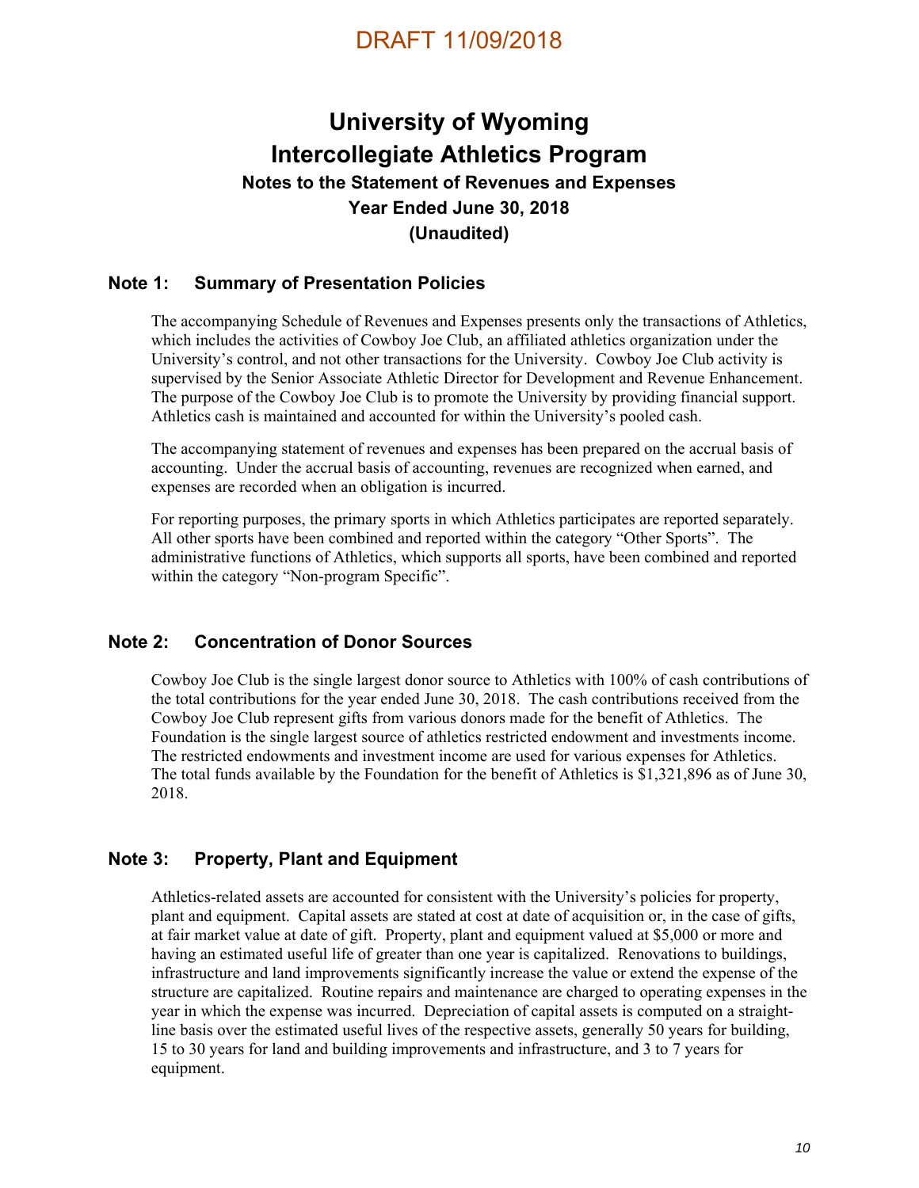DRAFT 11/09/2018

# University of Wyoming
# Intercollegiate Athletics Program

### Notes to the Statement of Revenues and Expenses
### Year Ended June 30, 2018
### (Unaudited)

## Note 1: Summary of Presentation Policies

The accompanying Schedule of Revenues and Expenses presents only the transactions of Athletics, which includes the activities of Cowboy Joe Club, an affiliated athletics organization under the University's control, and not other transactions for the University. Cowboy Joe Club activity is supervised by the Senior Associate Athletic Director for Development and Revenue Enhancement. The purpose of the Cowboy Joe Club is to promote the University by providing financial support. Athletics cash is maintained and accounted for within the University's pooled cash.

The accompanying statement of revenues and expenses has been prepared on the accrual basis of accounting. Under the accrual basis of accounting, revenues are recognized when earned, and expenses are recorded when an obligation is incurred.

For reporting purposes, the primary sports in which Athletics participates are reported separately. All other sports have been combined and reported within the category "Other Sports". The administrative functions of Athletics, which supports all sports, have been combined and reported within the category "Non-program Specific".

## Note 2: Concentration of Donor Sources

Cowboy Joe Club is the single largest donor source to Athletics with 100% of cash contributions of the total contributions for the year ended June 30, 2018. The cash contributions received from the Cowboy Joe Club represent gifts from various donors made for the benefit of Athletics. The Foundation is the single largest source of athletics restricted endowment and investments income. The restricted endowments and investment income are used for various expenses for Athletics. The total funds available by the Foundation for the benefit of Athletics is $1,321,896 as of June 30, 2018.

## Note 3: Property, Plant and Equipment

Athletics-related assets are accounted for consistent with the University's policies for property, plant and equipment. Capital assets are stated at cost at date of acquisition or, in the case of gifts, at fair market value at date of gift. Property, plant and equipment valued at $5,000 or more and having an estimated useful life of greater than one year is capitalized. Renovations to buildings, infrastructure and land improvements significantly increase the value or extend the expense of the structure are capitalized. Routine repairs and maintenance are charged to operating expenses in the year in which the expense was incurred. Depreciation of capital assets is computed on a straight-line basis over the estimated useful lives of the respective assets, generally 50 years for building, 15 to 30 years for land and building improvements and infrastructure, and 3 to 7 years for equipment.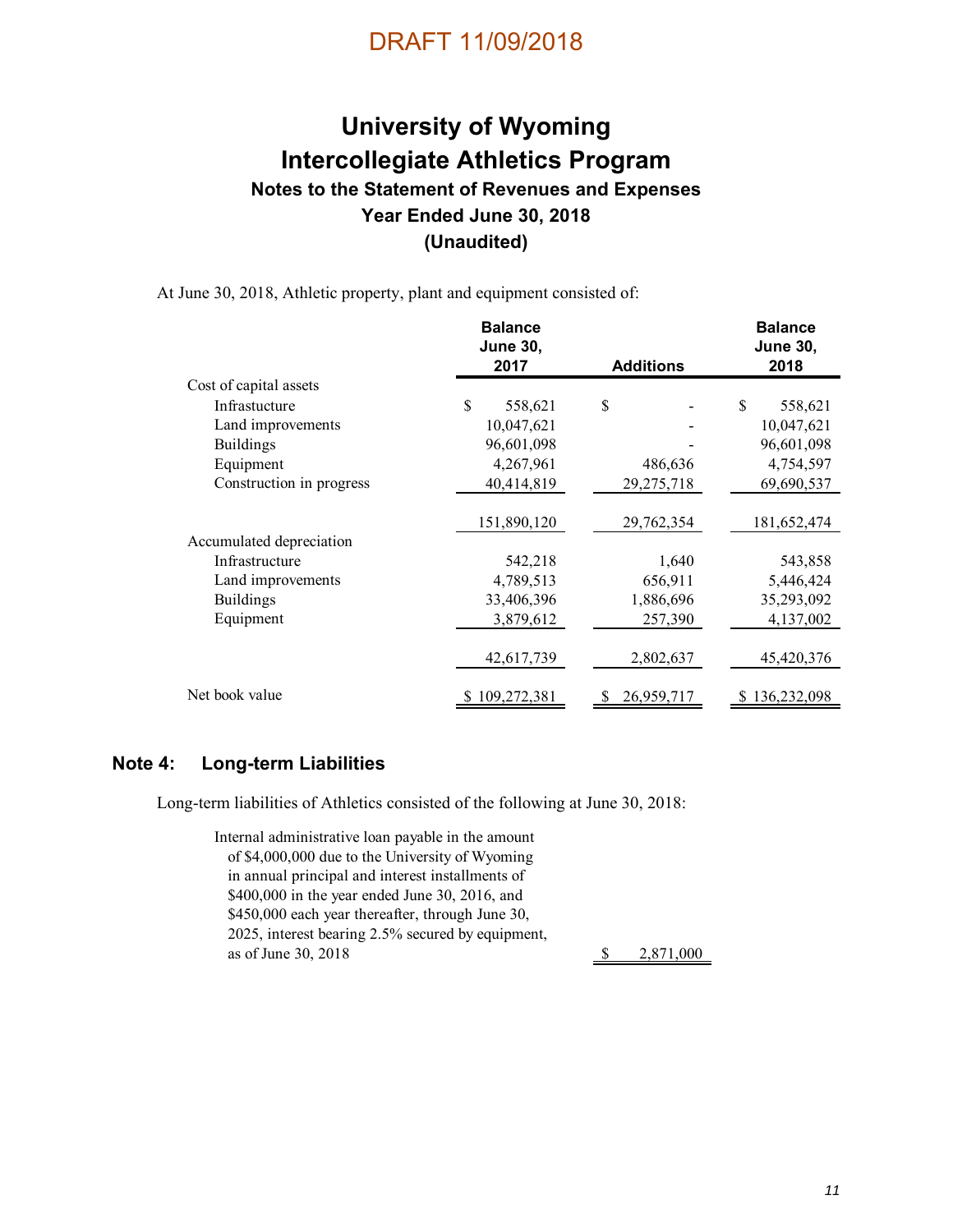DRAFT 11/09/2018

# University of Wyoming
# Intercollegiate Athletics Program
## Notes to the Statement of Revenues and Expenses
## Year Ended June 30, 2018
## (Unaudited)

At June 30, 2018, Athletic property, plant and equipment consisted of:

| | Balance June 30, 2017 | Additions | Balance June 30, 2018 |
|---|---|---|---|
| Cost of capital assets | | | |
| Infrastucture | $ 558,621 | $ - | $ 558,621 |
| Land improvements | 10,047,621 | - | 10,047,621 |
| Buildings | 96,601,098 | - | 96,601,098 |
| Equipment | 4,267,961 | 486,636 | 4,754,597 |
| Construction in progress | 40,414,819 | 29,275,718 | 69,690,537 |
| | 151,890,120 | 29,762,354 | 181,652,474 |
| Accumulated depreciation | | | |
| Infrastructure | 542,218 | 1,640 | 543,858 |
| Land improvements | 4,789,513 | 656,911 | 5,446,424 |
| Buildings | 33,406,396 | 1,886,696 | 35,293,092 |
| Equipment | 3,879,612 | 257,390 | 4,137,002 |
| | 42,617,739 | 2,802,637 | 45,420,376 |
| Net book value | $ 109,272,381 | $ 26,959,717 | $ 136,232,098 |

## Note 4: Long-term Liabilities

Long-term liabilities of Athletics consisted of the following at June 30, 2018:

| | |
|---|---|
| Internal administrative loan payable in the amount of $4,000,000 due to the University of Wyoming in annual principal and interest installments of $400,000 in the year ended June 30, 2016, and $450,000 each year thereafter, through June 30, 2025, interest bearing 2.5% secured by equipment, as of June 30, 2018 | $ 2,871,000 |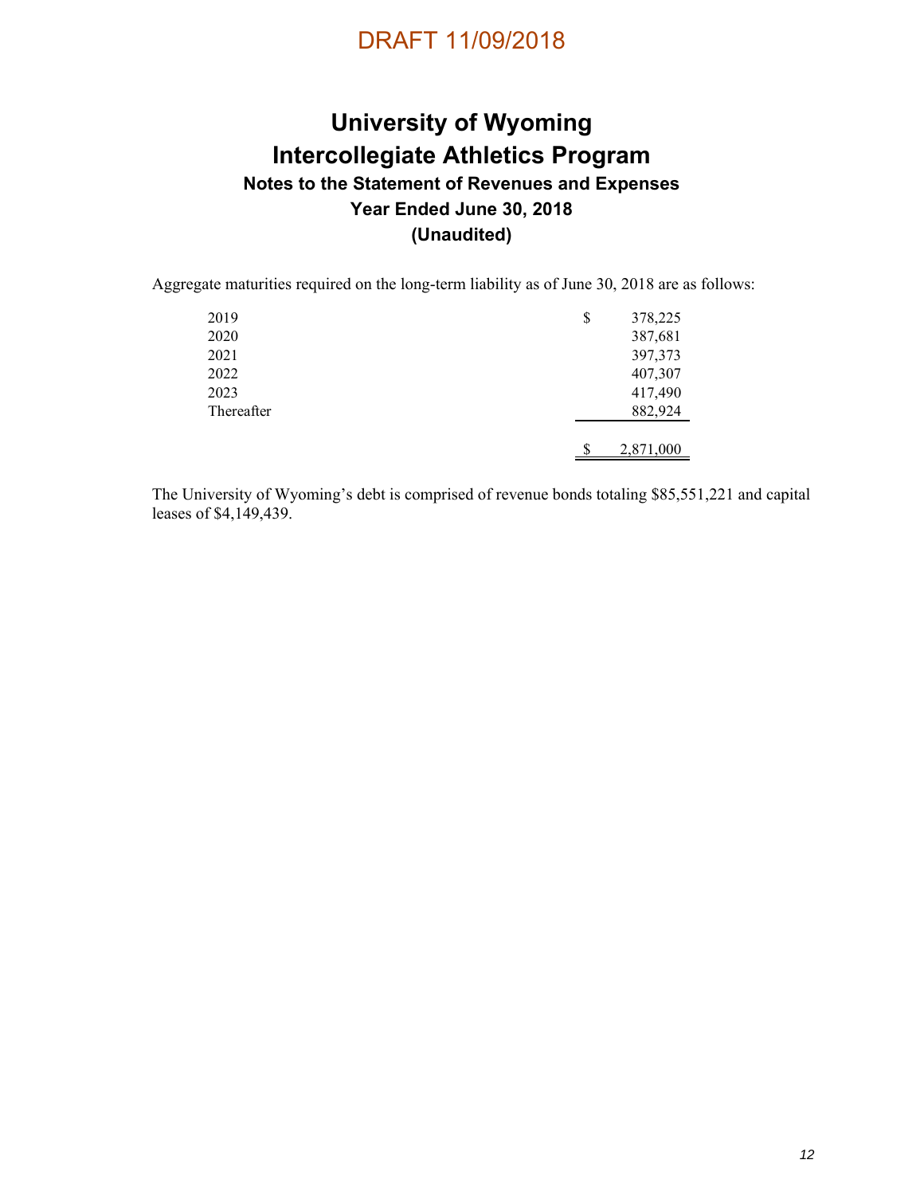DRAFT 11/09/2018

# University of Wyoming
# Intercollegiate Athletics Program
## Notes to the Statement of Revenues and Expenses
### Year Ended June 30, 2018
### (Unaudited)

Aggregate maturities required on the long-term liability as of June 30, 2018 are as follows:

| | |
|---|---|
| 2019 | $ 378,225 |
| 2020 | 387,681 |
| 2021 | 397,373 |
| 2022 | 407,307 |
| 2023 | 417,490 |
| Thereafter | 882,924 |
| | $ 2,871,000 |

The University of Wyoming's debt is comprised of revenue bonds totaling $85,551,221 and capital leases of $4,149,439.